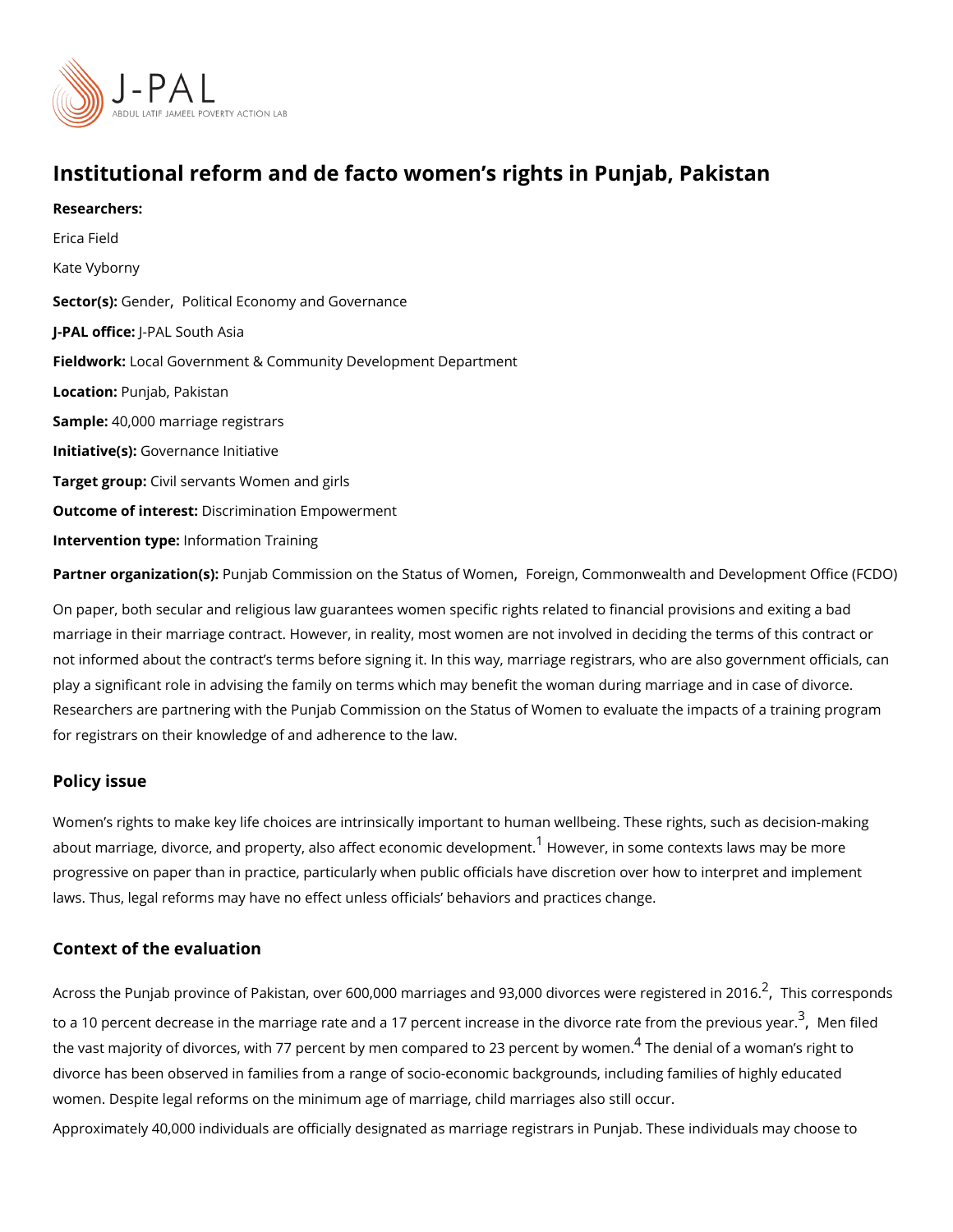# Institutional reform and de facto women's rights in Punjab, Pakistan

**Researchers:**

Erica Field

Kate Vyborny

**Sector(s):** Gender, Political Economy and Governance

**J-PAL office:** J-PAL South Asia

**Fieldwork:** Local Government & Community Development Department

**Location:** Punjab, Pakistan

**Sample:** 40,000 marriage registrars

**Initiative(s):** Governance Initiative

**Target group:** Civil servants Women and girls

**Outcome of interest:** Discrimination Empowerment

**Intervention type:** Information Training

**Partner organization(s):** Punjab Commission on the Status of Women, Foreign, Commonwealth and Development Office (FCDO)

On paper, both secular and religious law guarantees women specific rights related to financial provisions and exiting a bad marriage in their marriage contract. However, in reality, most women are not involved in deciding the terms of this contract or not informed about the contract's terms before signing it. In this way, marriage registrars, who are also government officials, can play a significant role in advising the family on terms which may benefit the woman during marriage and in case of divorce. Researchers are partnering with the Punjab Commission on the Status of Women to evaluate the impacts of a training program for registrars on their knowledge of and adherence to the law.

## Policy issue

Women's rights to make key life choices are intrinsically important to human wellbeing. These rights, such as decision-making about marriage, divorce, and property, also affect economic development.[1] However, in some contexts laws may be more progressive on paper than in practice, particularly when public officials have discretion over how to interpret and implement laws. Thus, legal reforms may have no effect unless officials' behaviors and practices change.

## Context of the evaluation

Across the Punjab province of Pakistan, over 600,000 marriages and 93,000 divorces were registered in 2016.[2], This corresponds to a 10 percent decrease in the marriage rate and a 17 percent increase in the divorce rate from the previous year.[3], Men filed the vast majority of divorces, with 77 percent by men compared to 23 percent by women.[4] The denial of a woman's right to divorce has been observed in families from a range of socio-economic backgrounds, including families of highly educated women. Despite legal reforms on the minimum age of marriage, child marriages also still occur.

Approximately 40,000 individuals are officially designated as marriage registrars in Punjab. These individuals may choose to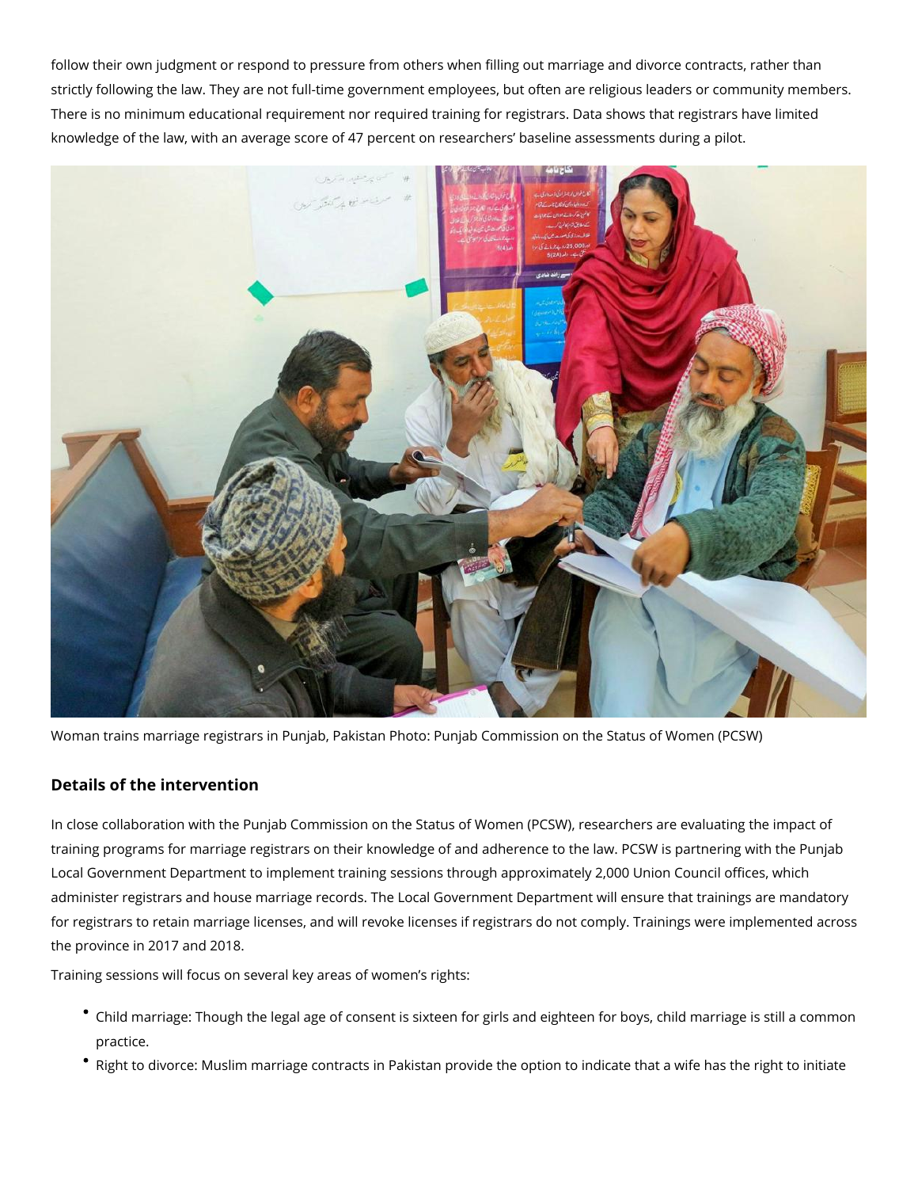follow their own judgment or respond to pressure from others when filling out marriage and divorce contracts, rather than strictly following the law. They are not full-time government employees, but often are religious leaders or community members. There is no minimum educational requirement nor required training for registrars. Data shows that registrars have limited knowledge of the law, with an average score of 47 percent on researchers' baseline assessments during a pilot.

Woman trains marriage registrars in Punjab, Pakistan Photo: Punjab Commission on the Status of Women (PCSW)

### Details of the intervention

In close collaboration with the Punjab Commission on the Status of Women (PCSW), researchers are evaluating the impact of training programs for marriage registrars on their knowledge of and adherence to the law. PCSW is partnering with the Punjab Local Government Department to implement training sessions through approximately 2,000 Union Council offices, which administer registrars and house marriage records. The Local Government Department will ensure that trainings are mandatory for registrars to retain marriage licenses, and will revoke licenses if registrars do not comply. Trainings were implemented across the province in 2017 and 2018.

Training sessions will focus on several key areas of women's rights:

- Child marriage: Though the legal age of consent is sixteen for girls and eighteen for boys, child marriage is still a common practice.
- Right to divorce: Muslim marriage contracts in Pakistan provide the option to indicate that a wife has the right to initiate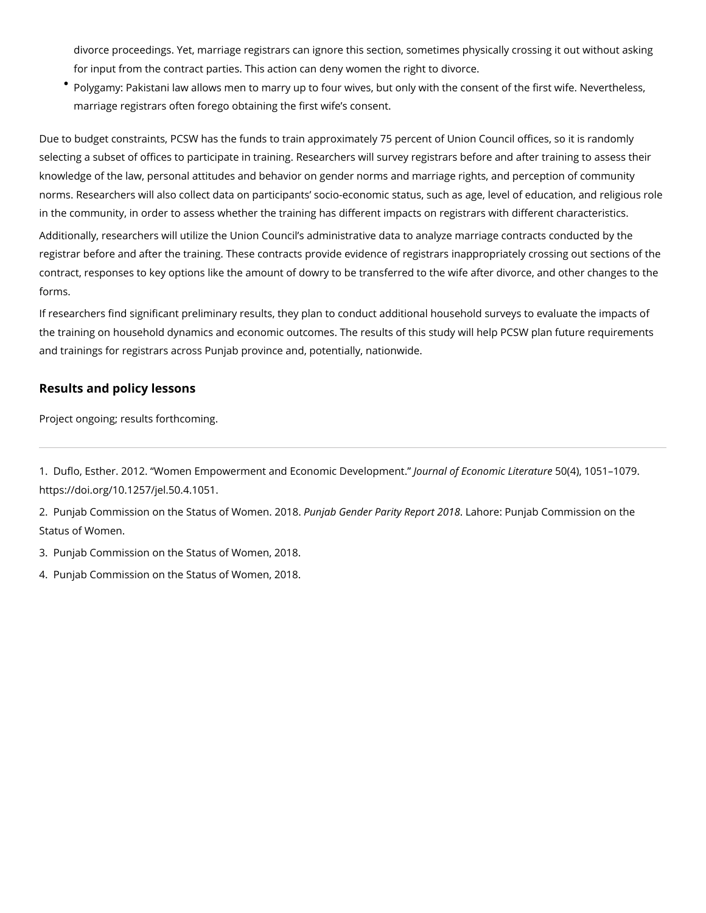divorce proceedings. Yet, marriage registrars can ignore this section, sometimes physically crossing it out without asking for input from the contract parties. This action can deny women the right to divorce.

- Polygamy: Pakistani law allows men to marry up to four wives, but only with the consent of the first wife. Nevertheless, marriage registrars often forego obtaining the first wife's consent.

Due to budget constraints, PCSW has the funds to train approximately 75 percent of Union Council offices, so it is randomly selecting a subset of offices to participate in training. Researchers will survey registrars before and after training to assess their knowledge of the law, personal attitudes and behavior on gender norms and marriage rights, and perception of community norms. Researchers will also collect data on participants' socio-economic status, such as age, level of education, and religious role in the community, in order to assess whether the training has different impacts on registrars with different characteristics.

Additionally, researchers will utilize the Union Council's administrative data to analyze marriage contracts conducted by the registrar before and after the training. These contracts provide evidence of registrars inappropriately crossing out sections of the contract, responses to key options like the amount of dowry to be transferred to the wife after divorce, and other changes to the forms.

If researchers find significant preliminary results, they plan to conduct additional household surveys to evaluate the impacts of the training on household dynamics and economic outcomes. The results of this study will help PCSW plan future requirements and trainings for registrars across Punjab province and, potentially, nationwide.

## Results and policy lessons

Project ongoing; results forthcoming.

---

1. Duflo, Esther. 2012. "Women Empowerment and Economic Development." *Journal of Economic Literature* 50(4), 1051–1079. https://doi.org/10.1257/jel.50.4.1051.
2. Punjab Commission on the Status of Women. 2018. *Punjab Gender Parity Report 2018*. Lahore: Punjab Commission on the Status of Women.
3. Punjab Commission on the Status of Women, 2018.
4. Punjab Commission on the Status of Women, 2018.